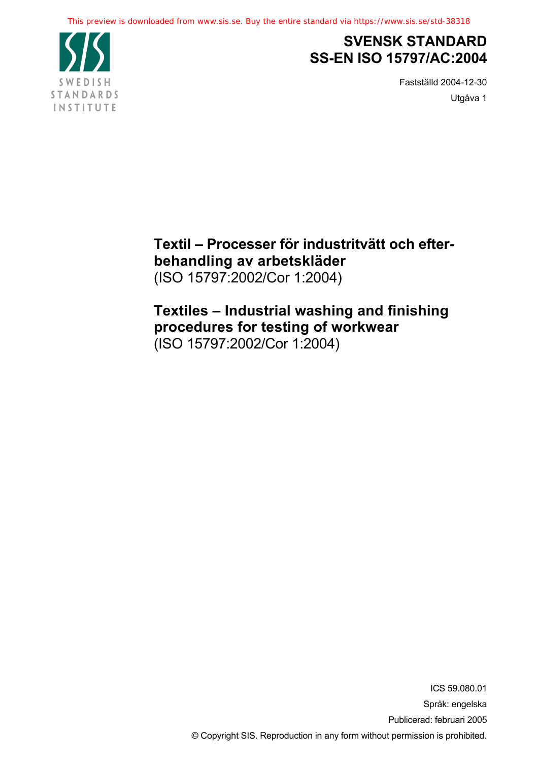This preview is downloaded from www.sis.se. Buy the entire standard via https://www.sis.se/std-38318

SWEDISH STANDARDS INSTITUTE

# SVENSK STANDARD SS-EN ISO 15797/AC:2004

Fastställd 2004-12-30

Utgåva 1

## Textil – Processer för industritvätt och efterbehandling av arbetskläder
(ISO 15797:2002/Cor 1:2004)

## Textiles – Industrial washing and finishing procedures for testing of workwear
(ISO 15797:2002/Cor 1:2004)

ICS 59.080.01

Språk: engelska

Publicerad: februari 2005

© Copyright SIS. Reproduction in any form without permission is prohibited.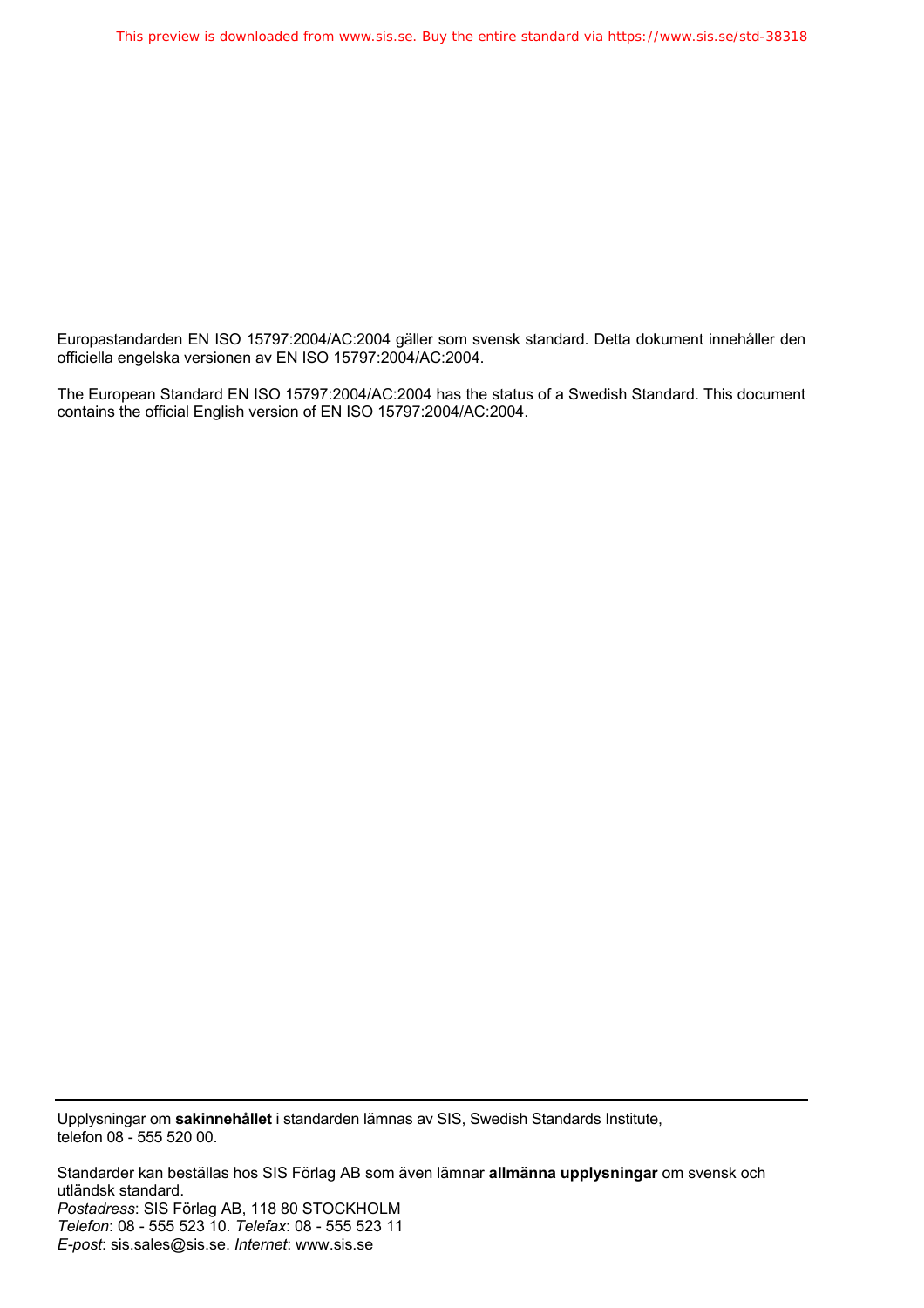Europastandarden EN ISO 15797:2004/AC:2004 gäller som svensk standard. Detta dokument innehåller den officiella engelska versionen av EN ISO 15797:2004/AC:2004.

The European Standard EN ISO 15797:2004/AC:2004 has the status of a Swedish Standard. This document contains the official English version of EN ISO 15797:2004/AC:2004.

---

Upplysningar om **sakinnehållet** i standarden lämnas av SIS, Swedish Standards Institute, telefon 08 - 555 520 00.

Standarder kan beställas hos SIS Förlag AB som även lämnar **allmänna upplysningar** om svensk och utländsk standard.
*Postadress*: SIS Förlag AB, 118 80 STOCKHOLM
*Telefon*: 08 - 555 523 10. *Telefax*: 08 - 555 523 11
*E-post*: sis.sales@sis.se. *Internet*: www.sis.se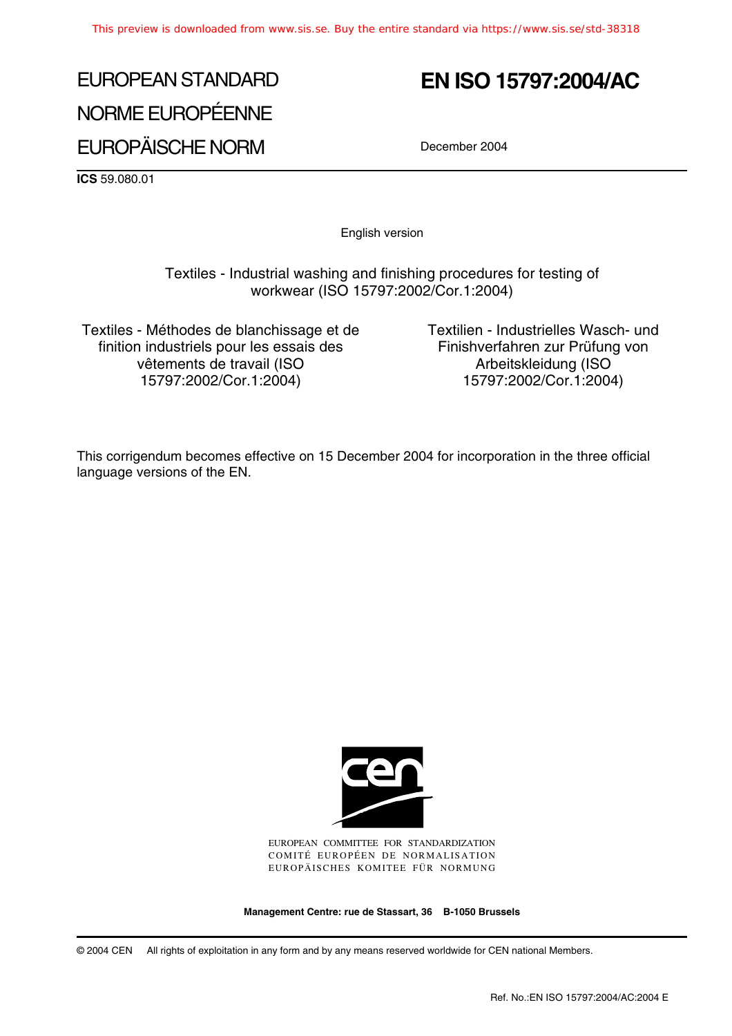This preview is downloaded from www.sis.se. Buy the entire standard via https://www.sis.se/std-38318

EUROPEAN STANDARD

NORME EUROPÉENNE

EUROPÄISCHE NORM

**EN ISO 15797:2004/AC**

December 2004

**ICS** 59.080.01

English version

Textiles - Industrial washing and finishing procedures for testing of workwear (ISO 15797:2002/Cor.1:2004)

Textiles - Méthodes de blanchissage et de finition industriels pour les essais des vêtements de travail (ISO 15797:2002/Cor.1:2004)

Textilien - Industrielles Wasch- und Finishverfahren zur Prüfung von Arbeitskleidung (ISO 15797:2002/Cor.1:2004)

This corrigendum becomes effective on 15 December 2004 for incorporation in the three official language versions of the EN.

EUROPEAN COMMITTEE FOR STANDARDIZATION
COMITÉ EUROPÉEN DE NORMALISATION
EUROPÄISCHES KOMITEE FÜR NORMUNG

**Management Centre: rue de Stassart, 36 B-1050 Brussels**

© 2004 CEN All rights of exploitation in any form and by any means reserved worldwide for CEN national Members.

Ref. No.:EN ISO 15797:2004/AC:2004 E